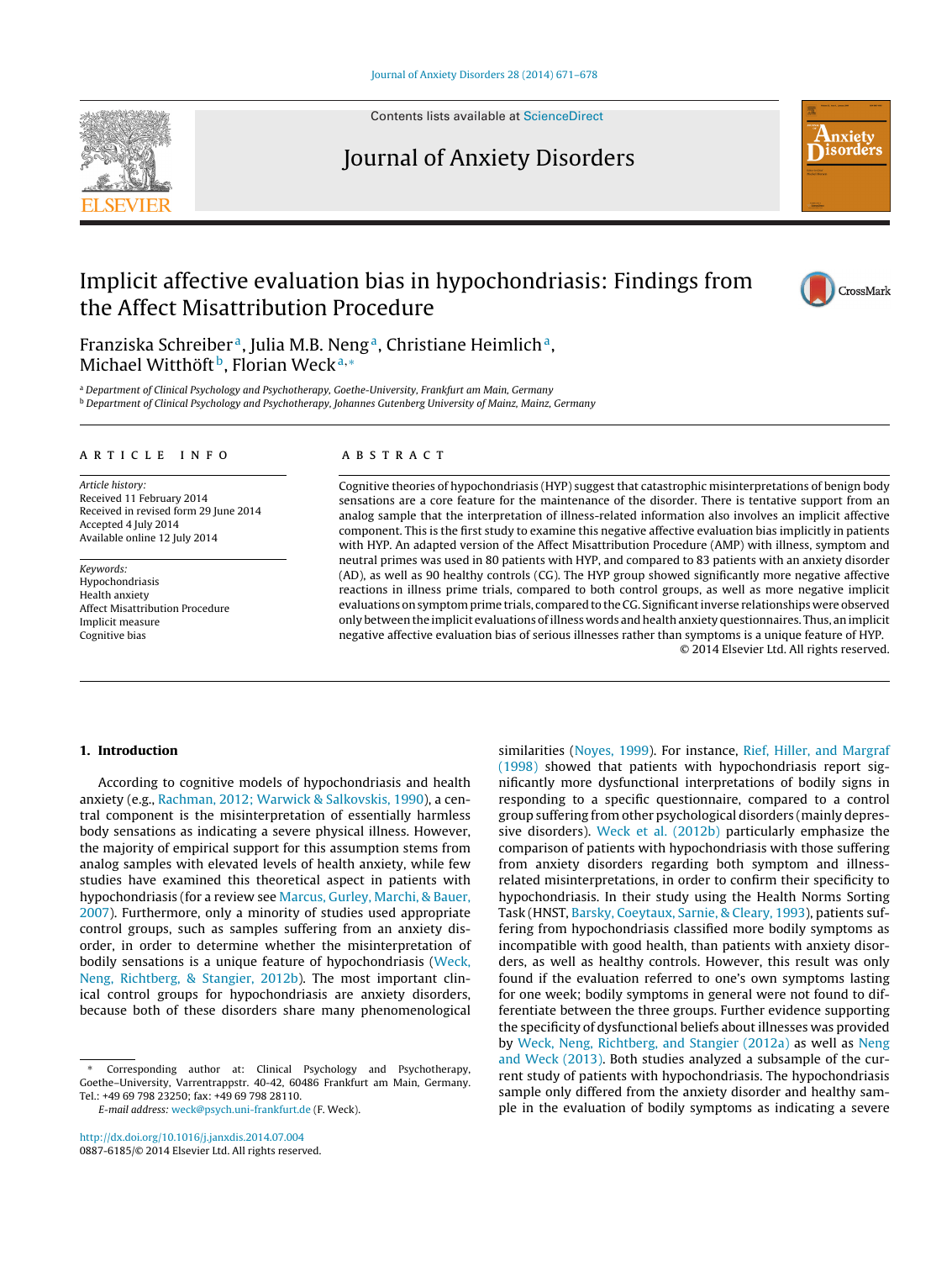# Implicit affective evaluation bias in hypochondriasis: Findings from the Affect Misattribution Procedure

Franziska Schreiber[a], Julia M.B. Neng[a], Christiane Heimlich[a], Michael Witthöft[b], Florian Weck[a,*]

[a] Department of Clinical Psychology and Psychotherapy, Goethe-University, Frankfurt am Main, Germany
[b] Department of Clinical Psychology and Psychotherapy, Johannes Gutenberg University of Mainz, Mainz, Germany

## ARTICLE INFO

*Article history:*
Received 11 February 2014
Received in revised form 29 June 2014
Accepted 4 July 2014
Available online 12 July 2014

*Keywords:*
Hypochondriasis
Health anxiety
Affect Misattribution Procedure
Implicit measure
Cognitive bias

## ABSTRACT

Cognitive theories of hypochondriasis (HYP) suggest that catastrophic misinterpretations of benign body sensations are a core feature for the maintenance of the disorder. There is tentative support from an analog sample that the interpretation of illness-related information also involves an implicit affective component. This is the first study to examine this negative affective evaluation bias implicitly in patients with HYP. An adapted version of the Affect Misattribution Procedure (AMP) with illness, symptom and neutral primes was used in 80 patients with HYP, and compared to 83 patients with an anxiety disorder (AD), as well as 90 healthy controls (CG). The HYP group showed significantly more negative affective reactions in illness prime trials, compared to both control groups, as well as more negative implicit evaluations on symptom prime trials, compared to the CG. Significant inverse relationships were observed only between the implicit evaluations of illness words and health anxiety questionnaires. Thus, an implicit negative affective evaluation bias of serious illnesses rather than symptoms is a unique feature of HYP.

© 2014 Elsevier Ltd. All rights reserved.

## 1. Introduction

According to cognitive models of hypochondriasis and health anxiety (e.g., Rachman, 2012; Warwick & Salkovskis, 1990), a central component is the misinterpretation of essentially harmless body sensations as indicating a severe physical illness. However, the majority of empirical support for this assumption stems from analog samples with elevated levels of health anxiety, while few studies have examined this theoretical aspect in patients with hypochondriasis (for a review see Marcus, Gurley, Marchi, & Bauer, 2007). Furthermore, only a minority of studies used appropriate control groups, such as samples suffering from an anxiety disorder, in order to determine whether the misinterpretation of bodily sensations is a unique feature of hypochondriasis (Weck, Neng, Richtberg, & Stangier, 2012b). The most important clinical control groups for hypochondriasis are anxiety disorders, because both of these disorders share many phenomenological similarities (Noyes, 1999). For instance, Rief, Hiller, and Margraf (1998) showed that patients with hypochondriasis report significantly more dysfunctional interpretations of bodily signs in responding to a specific questionnaire, compared to a control group suffering from other psychological disorders (mainly depressive disorders). Weck et al. (2012b) particularly emphasize the comparison of patients with hypochondriasis with those suffering from anxiety disorders regarding both symptom and illness-related misinterpretations, in order to confirm their specificity to hypochondriasis. In their study using the Health Norms Sorting Task (HNST, Barsky, Coeytaux, Sarnie, & Cleary, 1993), patients suffering from hypochondriasis classified more bodily symptoms as incompatible with good health, than patients with anxiety disorders, as well as healthy controls. However, this result was only found if the evaluation referred to one's own symptoms lasting for one week; bodily symptoms in general were not found to differentiate between the three groups. Further evidence supporting the specificity of dysfunctional beliefs about illnesses was provided by Weck, Neng, Richtberg, and Stangier (2012a) as well as Neng and Weck (2013). Both studies analyzed a subsample of the current study of patients with hypochondriasis. The hypochondriasis sample only differed from the anxiety disorder and healthy sample in the evaluation of bodily symptoms as indicating a severe

---

\* Corresponding author at: Clinical Psychology and Psychotherapy, Goethe–University, Varrentrappstr. 40-42, 60486 Frankfurt am Main, Germany. Tel.: +49 69 798 23250; fax: +49 69 798 28110.
*E-mail address:* weck@psych.uni-frankfurt.de (F. Weck).

http://dx.doi.org/10.1016/j.janxdis.2014.07.004
0887-6185/© 2014 Elsevier Ltd. All rights reserved.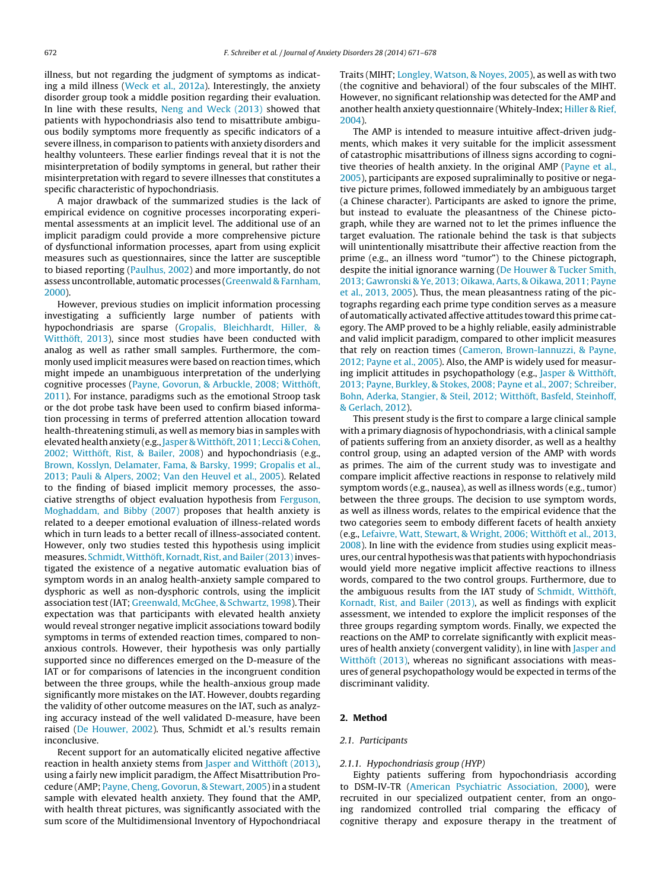illness, but not regarding the judgment of symptoms as indicating a mild illness (Weck et al., 2012a). Interestingly, the anxiety disorder group took a middle position regarding their evaluation. In line with these results, Neng and Weck (2013) showed that patients with hypochondriasis also tend to misattribute ambiguous bodily symptoms more frequently as specific indicators of a severe illness, in comparison to patients with anxiety disorders and healthy volunteers. These earlier findings reveal that it is not the misinterpretation of bodily symptoms in general, but rather their misinterpretation with regard to severe illnesses that constitutes a specific characteristic of hypochondriasis.

A major drawback of the summarized studies is the lack of empirical evidence on cognitive processes incorporating experimental assessments at an implicit level. The additional use of an implicit paradigm could provide a more comprehensive picture of dysfunctional information processes, apart from using explicit measures such as questionnaires, since the latter are susceptible to biased reporting (Paulhus, 2002) and more importantly, do not assess uncontrollable, automatic processes (Greenwald & Farnham, 2000).

However, previous studies on implicit information processing investigating a sufficiently large number of patients with hypochondriasis are sparse (Gropalis, Bleichhardt, Hiller, & Witthöft, 2013), since most studies have been conducted with analog as well as rather small samples. Furthermore, the commonly used implicit measures were based on reaction times, which might impede an unambiguous interpretation of the underlying cognitive processes (Payne, Govorun, & Arbuckle, 2008; Witthöft, 2011). For instance, paradigms such as the emotional Stroop task or the dot probe task have been used to confirm biased information processing in terms of preferred attention allocation toward health-threatening stimuli, as well as memory bias in samples with elevated health anxiety (e.g., Jasper & Witthöft, 2011; Lecci & Cohen, 2002; Witthöft, Rist, & Bailer, 2008) and hypochondriasis (e.g., Brown, Kosslyn, Delamater, Fama, & Barsky, 1999; Gropalis et al., 2013; Pauli & Alpers, 2002; Van den Heuvel et al., 2005). Related to the finding of biased implicit memory processes, the associative strengths of object evaluation hypothesis from Ferguson, Moghaddam, and Bibby (2007) proposes that health anxiety is related to a deeper emotional evaluation of illness-related words which in turn leads to a better recall of illness-associated content. However, only two studies tested this hypothesis using implicit measures. Schmidt, Witthöft, Kornadt, Rist, and Bailer (2013) investigated the existence of a negative automatic evaluation bias of symptom words in an analog health-anxiety sample compared to dysphoric as well as non-dysphoric controls, using the implicit association test (IAT; Greenwald, McGhee, & Schwartz, 1998). Their expectation was that participants with elevated health anxiety would reveal stronger negative implicit associations toward bodily symptoms in terms of extended reaction times, compared to non-anxious controls. However, their hypothesis was only partially supported since no differences emerged on the D-measure of the IAT or for comparisons of latencies in the incongruent condition between the three groups, while the health-anxious group made significantly more mistakes on the IAT. However, doubts regarding the validity of other outcome measures on the IAT, such as analyzing accuracy instead of the well validated D-measure, have been raised (De Houwer, 2002). Thus, Schmidt et al.'s results remain inconclusive.

Recent support for an automatically elicited negative affective reaction in health anxiety stems from Jasper and Witthöft (2013), using a fairly new implicit paradigm, the Affect Misattribution Procedure (AMP; Payne, Cheng, Govorun, & Stewart, 2005) in a student sample with elevated health anxiety. They found that the AMP, with health threat pictures, was significantly associated with the sum score of the Multidimensional Inventory of Hypochondriacal Traits (MIHT; Longley, Watson, & Noyes, 2005), as well as with two (the cognitive and behavioral) of the four subscales of the MIHT. However, no significant relationship was detected for the AMP and another health anxiety questionnaire (Whitely-Index; Hiller & Rief, 2004).

The AMP is intended to measure intuitive affect-driven judgments, which makes it very suitable for the implicit assessment of catastrophic misattributions of illness signs according to cognitive theories of health anxiety. In the original AMP (Payne et al., 2005), participants are exposed supraliminally to positive or negative picture primes, followed immediately by an ambiguous target (a Chinese character). Participants are asked to ignore the prime, but instead to evaluate the pleasantness of the Chinese pictograph, while they are warned not to let the primes influence the target evaluation. The rationale behind the task is that subjects will unintentionally misattribute their affective reaction from the prime (e.g., an illness word "tumor") to the Chinese pictograph, despite the initial ignorance warning (De Houwer & Tucker Smith, 2013; Gawronski & Ye, 2013; Oikawa, Aarts, & Oikawa, 2011; Payne et al., 2013, 2005). Thus, the mean pleasantness rating of the pictographs regarding each prime type condition serves as a measure of automatically activated affective attitudes toward this prime category. The AMP proved to be a highly reliable, easily administrable and valid implicit paradigm, compared to other implicit measures that rely on reaction times (Cameron, Brown-Iannuzzi, & Payne, 2012; Payne et al., 2005). Also, the AMP is widely used for measuring implicit attitudes in psychopathology (e.g., Jasper & Witthöft, 2013; Payne, Burkley, & Stokes, 2008; Payne et al., 2007; Schreiber, Bohn, Aderka, Stangier, & Steil, 2012; Witthöft, Basfeld, Steinhoff, & Gerlach, 2012).

This present study is the first to compare a large clinical sample with a primary diagnosis of hypochondriasis, with a clinical sample of patients suffering from an anxiety disorder, as well as a healthy control group, using an adapted version of the AMP with words as primes. The aim of the current study was to investigate and compare implicit affective reactions in response to relatively mild symptom words (e.g., nausea), as well as illness words (e.g., tumor) between the three groups. The decision to use symptom words, as well as illness words, relates to the empirical evidence that the two categories seem to embody different facets of health anxiety (e.g., Lefaivre, Watt, Stewart, & Wright, 2006; Witthöft et al., 2013, 2008). In line with the evidence from studies using explicit measures, our central hypothesis was that patients with hypochondriasis would yield more negative implicit affective reactions to illness words, compared to the two control groups. Furthermore, due to the ambiguous results from the IAT study of Schmidt, Witthöft, Kornadt, Rist, and Bailer (2013), as well as findings with explicit assessment, we intended to explore the implicit responses of the three groups regarding symptom words. Finally, we expected the reactions on the AMP to correlate significantly with explicit measures of health anxiety (convergent validity), in line with Jasper and Witthöft (2013), whereas no significant associations with measures of general psychopathology would be expected in terms of the discriminant validity.

## 2. Method

### 2.1. Participants

#### 2.1.1. Hypochondriasis group (HYP)

Eighty patients suffering from hypochondriasis according to DSM-IV-TR (American Psychiatric Association, 2000), were recruited in our specialized outpatient center, from an ongoing randomized controlled trial comparing the efficacy of cognitive therapy and exposure therapy in the treatment of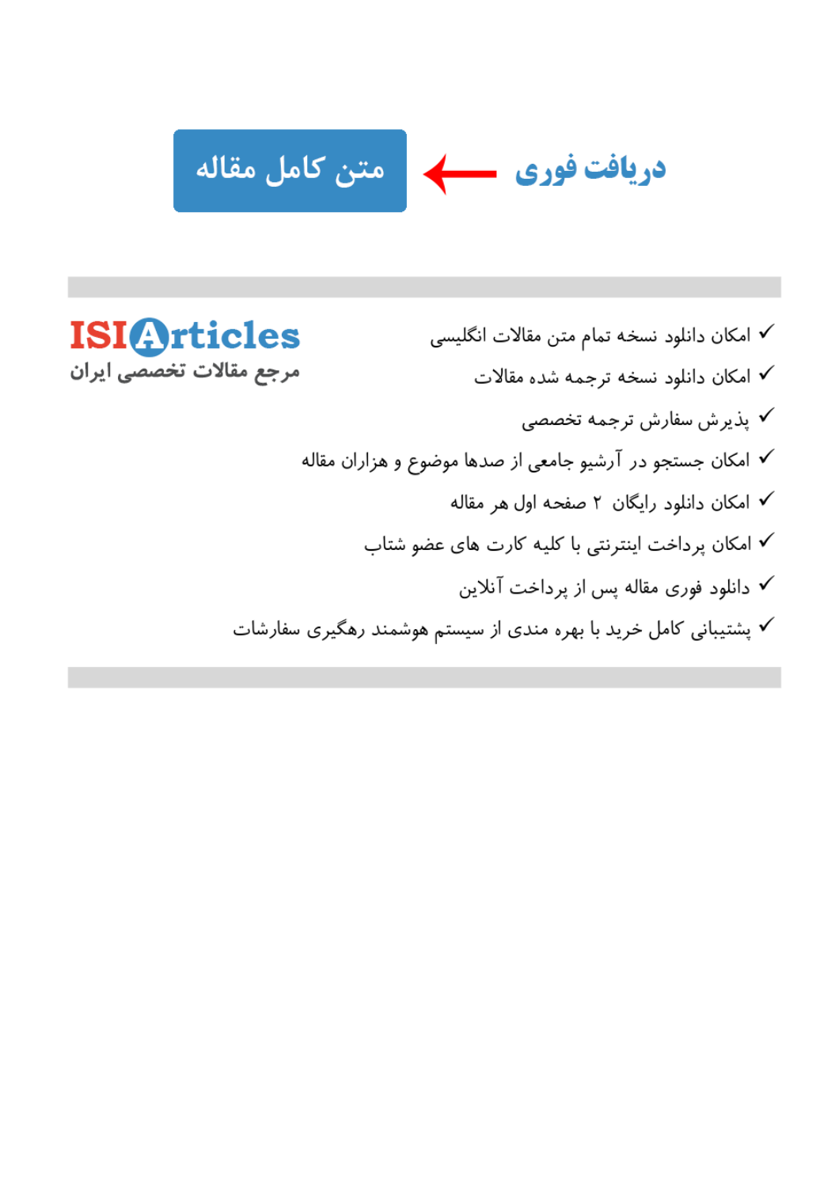دریافت فوری ← متن کامل مقاله

ISIArticles
مرجع مقالات تخصصی ایران

- ✓ امکان دانلود نسخه تمام متن مقالات انگلیسی
- ✓ امکان دانلود نسخه ترجمه شده مقالات
- ✓ پذیرش سفارش ترجمه تخصصی
- ✓ امکان جستجو در آرشیو جامعی از صدها موضوع و هزاران مقاله
- ✓ امکان دانلود رایگان ۲ صفحه اول هر مقاله
- ✓ امکان پرداخت اینترنتی با کلیه کارت های عضو شتاب
- ✓ دانلود فوری مقاله پس از پرداخت آنلاین
- ✓ پشتیبانی کامل خرید با بهره مندی از سیستم هوشمند رهگیری سفارشات